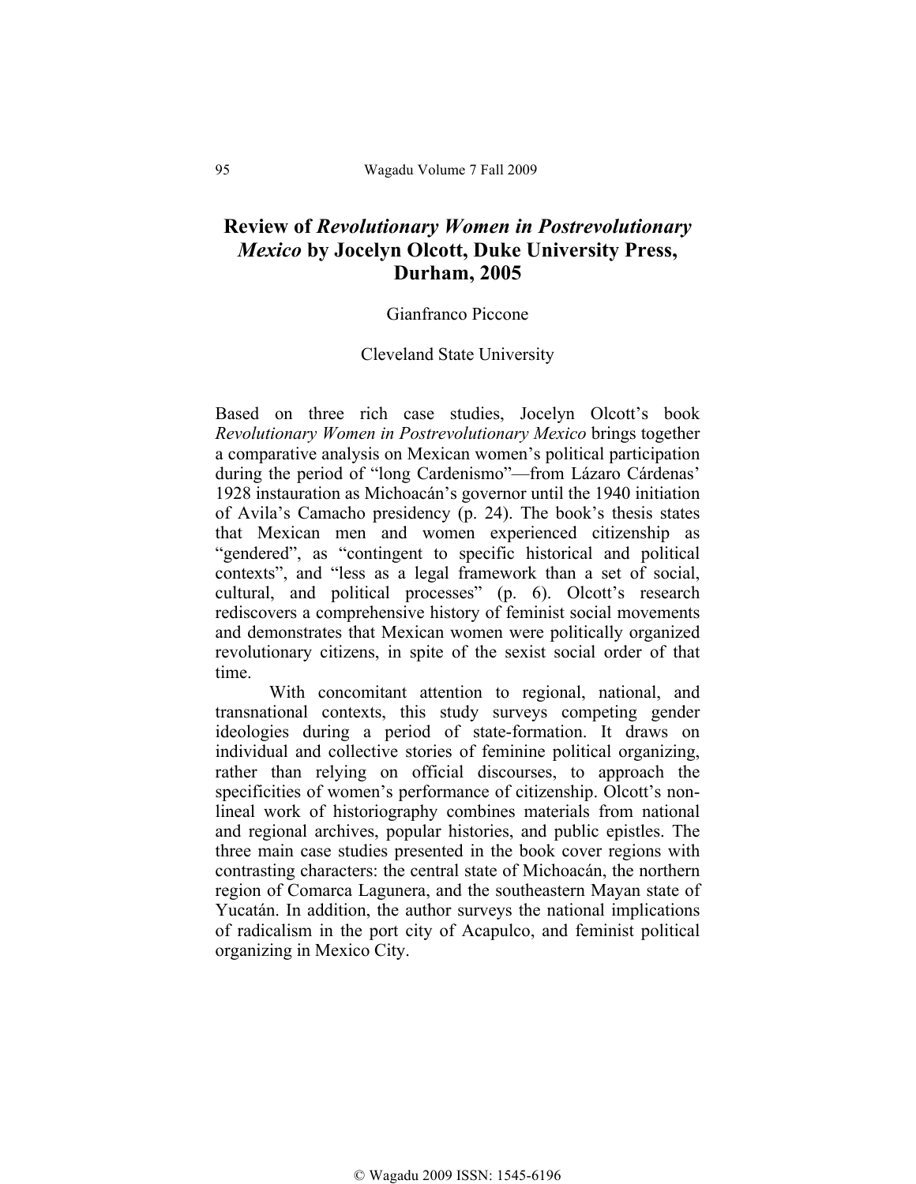# Review of *Revolutionary Women in Postrevolutionary Mexico* by Jocelyn Olcott, Duke University Press, Durham, 2005

Gianfranco Piccone

Cleveland State University

Based on three rich case studies, Jocelyn Olcott's book *Revolutionary Women in Postrevolutionary Mexico* brings together a comparative analysis on Mexican women's political participation during the period of "long Cardenismo"—from Lázaro Cárdenas' 1928 instauration as Michoacán's governor until the 1940 initiation of Avila's Camacho presidency (p. 24). The book's thesis states that Mexican men and women experienced citizenship as "gendered", as "contingent to specific historical and political contexts", and "less as a legal framework than a set of social, cultural, and political processes" (p. 6). Olcott's research rediscovers a comprehensive history of feminist social movements and demonstrates that Mexican women were politically organized revolutionary citizens, in spite of the sexist social order of that time.

With concomitant attention to regional, national, and transnational contexts, this study surveys competing gender ideologies during a period of state-formation. It draws on individual and collective stories of feminine political organizing, rather than relying on official discourses, to approach the specificities of women's performance of citizenship. Olcott's non-lineal work of historiography combines materials from national and regional archives, popular histories, and public epistles. The three main case studies presented in the book cover regions with contrasting characters: the central state of Michoacán, the northern region of Comarca Lagunera, and the southeastern Mayan state of Yucatán. In addition, the author surveys the national implications of radicalism in the port city of Acapulco, and feminist political organizing in Mexico City.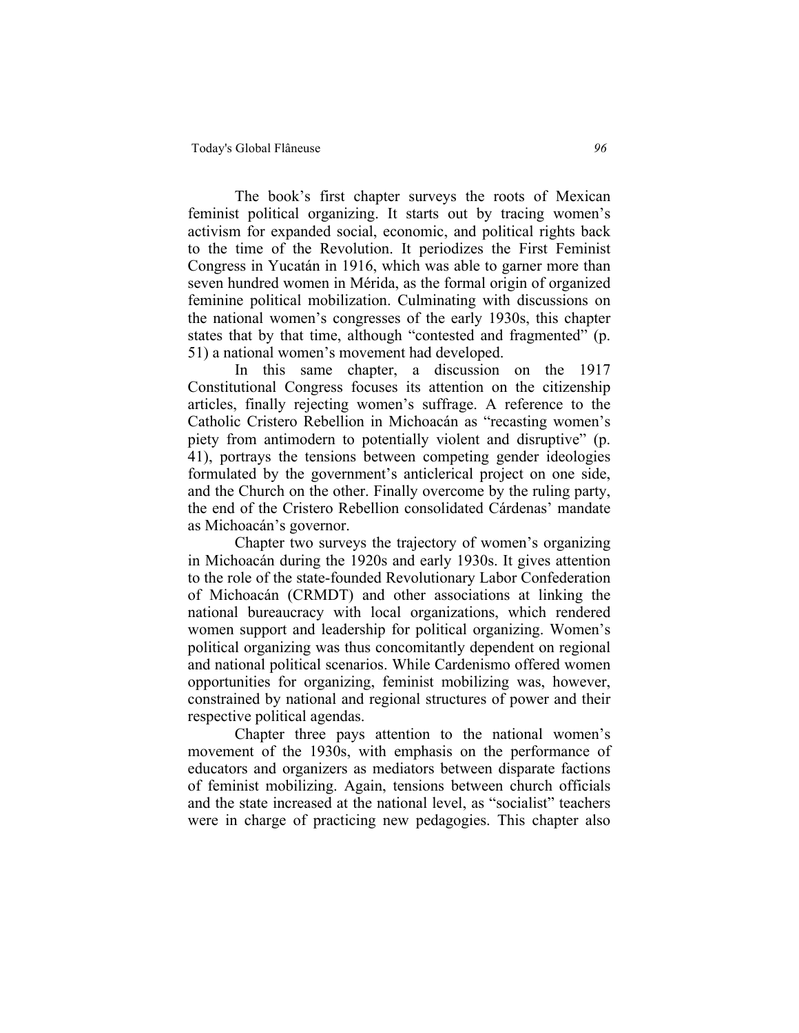The book's first chapter surveys the roots of Mexican feminist political organizing. It starts out by tracing women's activism for expanded social, economic, and political rights back to the time of the Revolution. It periodizes the First Feminist Congress in Yucatán in 1916, which was able to garner more than seven hundred women in Mérida, as the formal origin of organized feminine political mobilization. Culminating with discussions on the national women's congresses of the early 1930s, this chapter states that by that time, although "contested and fragmented" (p. 51) a national women's movement had developed.

In this same chapter, a discussion on the 1917 Constitutional Congress focuses its attention on the citizenship articles, finally rejecting women's suffrage. A reference to the Catholic Cristero Rebellion in Michoacán as "recasting women's piety from antimodern to potentially violent and disruptive" (p. 41), portrays the tensions between competing gender ideologies formulated by the government's anticlerical project on one side, and the Church on the other. Finally overcome by the ruling party, the end of the Cristero Rebellion consolidated Cárdenas' mandate as Michoacán's governor.

Chapter two surveys the trajectory of women's organizing in Michoacán during the 1920s and early 1930s. It gives attention to the role of the state-founded Revolutionary Labor Confederation of Michoacán (CRMDT) and other associations at linking the national bureaucracy with local organizations, which rendered women support and leadership for political organizing. Women's political organizing was thus concomitantly dependent on regional and national political scenarios. While Cardenismo offered women opportunities for organizing, feminist mobilizing was, however, constrained by national and regional structures of power and their respective political agendas.

Chapter three pays attention to the national women's movement of the 1930s, with emphasis on the performance of educators and organizers as mediators between disparate factions of feminist mobilizing. Again, tensions between church officials and the state increased at the national level, as "socialist" teachers were in charge of practicing new pedagogies. This chapter also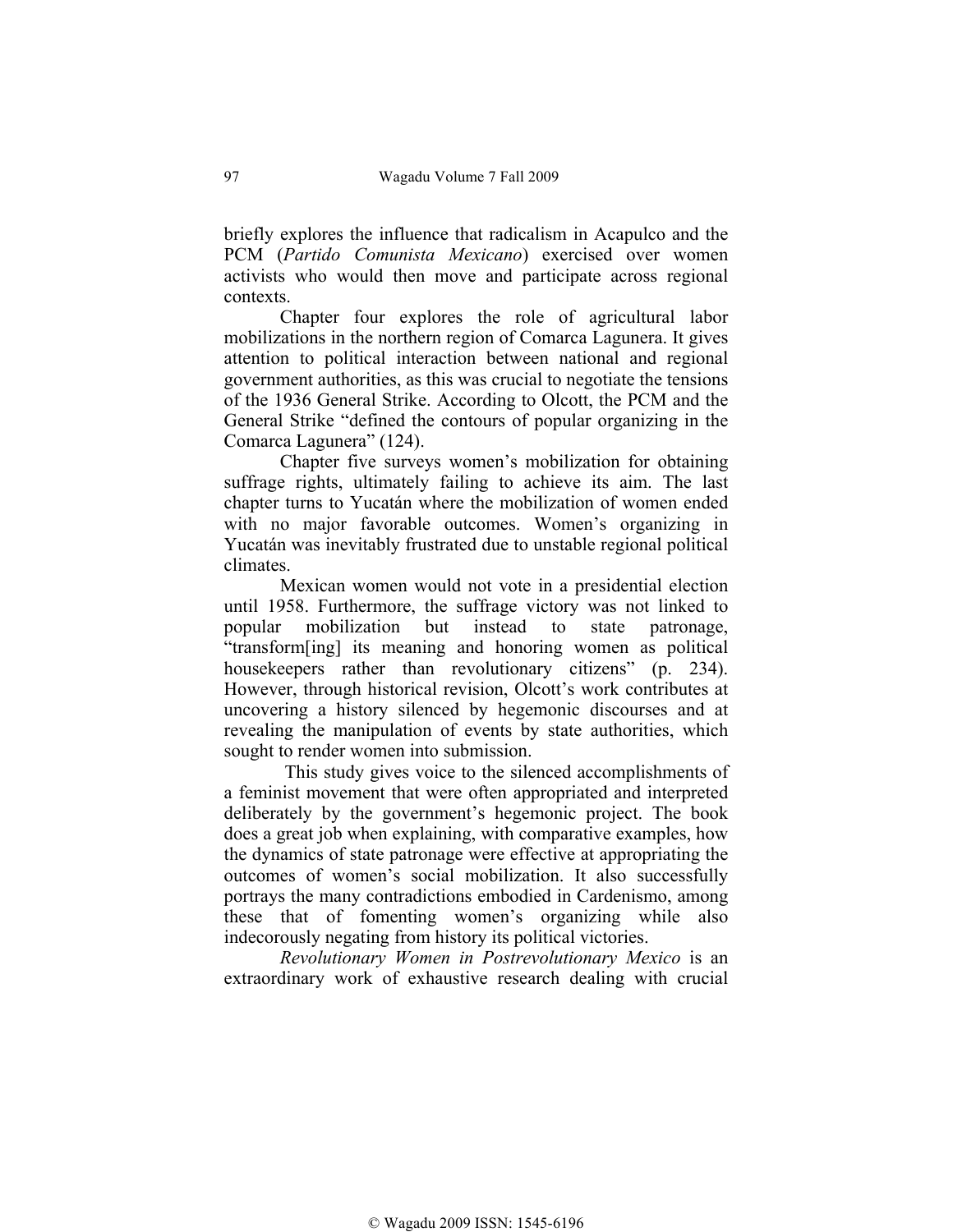briefly explores the influence that radicalism in Acapulco and the PCM (*Partido Comunista Mexicano*) exercised over women activists who would then move and participate across regional contexts.

Chapter four explores the role of agricultural labor mobilizations in the northern region of Comarca Lagunera. It gives attention to political interaction between national and regional government authorities, as this was crucial to negotiate the tensions of the 1936 General Strike. According to Olcott, the PCM and the General Strike "defined the contours of popular organizing in the Comarca Lagunera" (124).

Chapter five surveys women's mobilization for obtaining suffrage rights, ultimately failing to achieve its aim. The last chapter turns to Yucatán where the mobilization of women ended with no major favorable outcomes. Women's organizing in Yucatán was inevitably frustrated due to unstable regional political climates.

Mexican women would not vote in a presidential election until 1958. Furthermore, the suffrage victory was not linked to popular mobilization but instead to state patronage, "transform[ing] its meaning and honoring women as political housekeepers rather than revolutionary citizens" (p. 234). However, through historical revision, Olcott's work contributes at uncovering a history silenced by hegemonic discourses and at revealing the manipulation of events by state authorities, which sought to render women into submission.

This study gives voice to the silenced accomplishments of a feminist movement that were often appropriated and interpreted deliberately by the government's hegemonic project. The book does a great job when explaining, with comparative examples, how the dynamics of state patronage were effective at appropriating the outcomes of women's social mobilization. It also successfully portrays the many contradictions embodied in Cardenismo, among these that of fomenting women's organizing while also indecorously negating from history its political victories.

*Revolutionary Women in Postrevolutionary Mexico* is an extraordinary work of exhaustive research dealing with crucial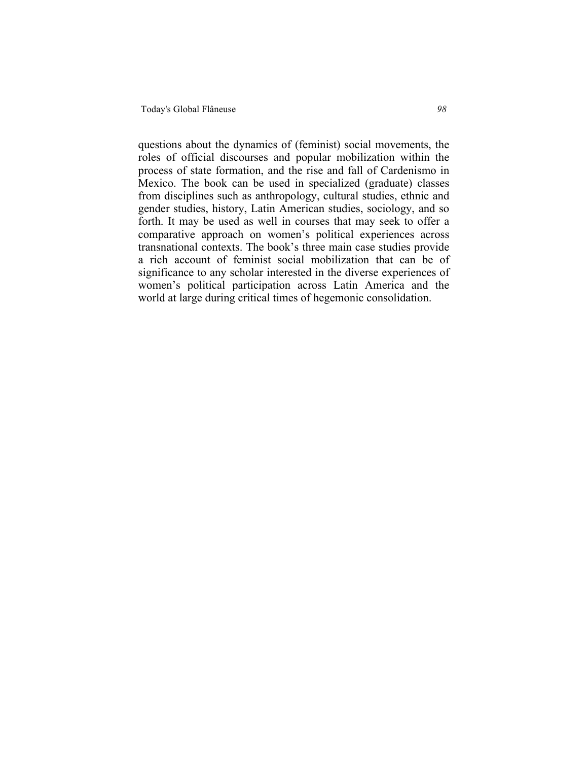questions about the dynamics of (feminist) social movements, the roles of official discourses and popular mobilization within the process of state formation, and the rise and fall of Cardenismo in Mexico. The book can be used in specialized (graduate) classes from disciplines such as anthropology, cultural studies, ethnic and gender studies, history, Latin American studies, sociology, and so forth. It may be used as well in courses that may seek to offer a comparative approach on women's political experiences across transnational contexts. The book's three main case studies provide a rich account of feminist social mobilization that can be of significance to any scholar interested in the diverse experiences of women's political participation across Latin America and the world at large during critical times of hegemonic consolidation.